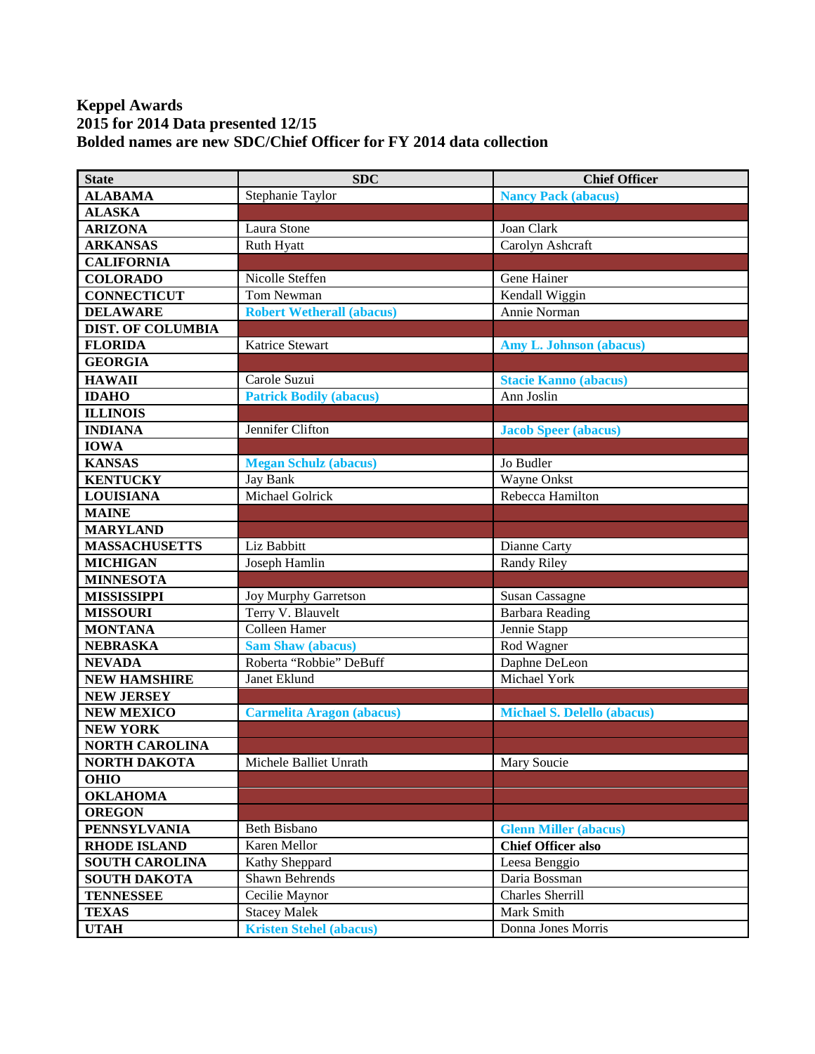**Keppel Awards**
**2015 for 2014 Data presented 12/15**
**Bolded names are new SDC/Chief Officer for FY 2014 data collection**

| State | SDC | Chief Officer |
|---|---|---|
| **ALABAMA** | Stephanie Taylor | **Nancy Pack (abacus)** |
| **ALASKA** | | |
| **ARIZONA** | Laura Stone | Joan Clark |
| **ARKANSAS** | Ruth Hyatt | Carolyn Ashcraft |
| **CALIFORNIA** | | |
| **COLORADO** | Nicolle Steffen | Gene Hainer |
| **CONNECTICUT** | Tom Newman | Kendall Wiggin |
| **DELAWARE** | **Robert Wetherall (abacus)** | Annie Norman |
| **DIST. OF COLUMBIA** | | |
| **FLORIDA** | Katrice Stewart | **Amy L. Johnson (abacus)** |
| **GEORGIA** | | |
| **HAWAII** | Carole Suzui | **Stacie Kanno (abacus)** |
| **IDAHO** | **Patrick Bodily (abacus)** | Ann Joslin |
| **ILLINOIS** | | |
| **INDIANA** | Jennifer Clifton | **Jacob Speer (abacus)** |
| **IOWA** | | |
| **KANSAS** | **Megan Schulz (abacus)** | Jo Budler |
| **KENTUCKY** | Jay Bank | Wayne Onkst |
| **LOUISIANA** | Michael Golrick | Rebecca Hamilton |
| **MAINE** | | |
| **MARYLAND** | | |
| **MASSACHUSETTS** | Liz Babbitt | Dianne Carty |
| **MICHIGAN** | Joseph Hamlin | Randy Riley |
| **MINNESOTA** | | |
| **MISSISSIPPI** | Joy Murphy Garretson | Susan Cassagne |
| **MISSOURI** | Terry V. Blauvelt | Barbara Reading |
| **MONTANA** | Colleen Hamer | Jennie Stapp |
| **NEBRASKA** | **Sam Shaw (abacus)** | Rod Wagner |
| **NEVADA** | Roberta "Robbie" DeBuff | Daphne DeLeon |
| **NEW HAMSHIRE** | Janet Eklund | Michael York |
| **NEW JERSEY** | | |
| **NEW MEXICO** | **Carmelita Aragon (abacus)** | **Michael S. Delello (abacus)** |
| **NEW YORK** | | |
| **NORTH CAROLINA** | | |
| **NORTH DAKOTA** | Michele Balliet Unrath | Mary Soucie |
| **OHIO** | | |
| **OKLAHOMA** | | |
| **OREGON** | | |
| **PENNSYLVANIA** | Beth Bisbano | **Glenn Miller (abacus)** |
| **RHODE ISLAND** | Karen Mellor | **Chief Officer also** |
| **SOUTH CAROLINA** | Kathy Sheppard | Leesa Benggio |
| **SOUTH DAKOTA** | Shawn Behrends | Daria Bossman |
| **TENNESSEE** | Cecilie Maynor | Charles Sherrill |
| **TEXAS** | Stacey Malek | Mark Smith |
| **UTAH** | **Kristen Stehel (abacus)** | Donna Jones Morris |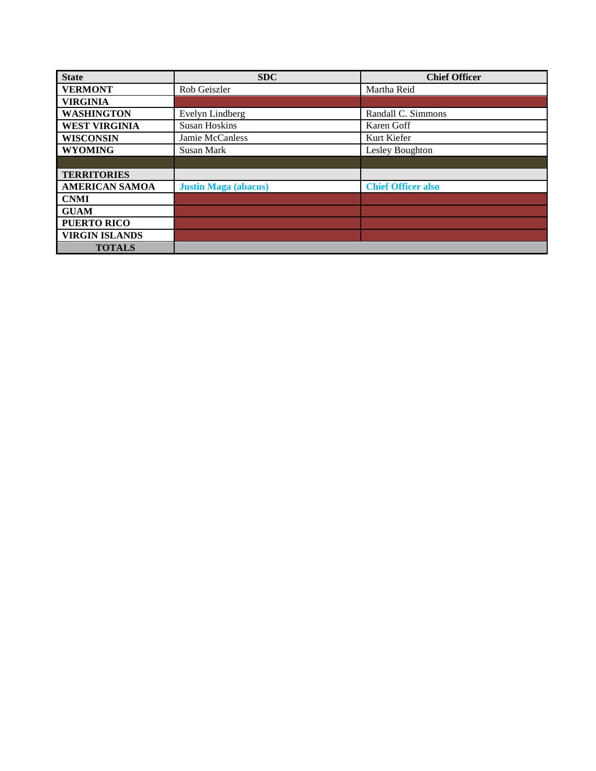| State | SDC | Chief Officer |
|---|---|---|
| **VERMONT** | Rob Geiszler | Martha Reid |
| **VIRGINIA** | | |
| **WASHINGTON** | Evelyn Lindberg | Randall C. Simmons |
| **WEST VIRGINIA** | Susan Hoskins | Karen Goff |
| **WISCONSIN** | Jamie McCanless | Kurt Kiefer |
| **WYOMING** | Susan Mark | Lesley Boughton |
| | | |
| **TERRITORIES** | | |
| **AMERICAN SAMOA** | **Justin Maga (abacus)** | **Chief Officer also** |
| **CNMI** | | |
| **GUAM** | | |
| **PUERTO RICO** | | |
| **VIRGIN ISLANDS** | | |
| **TOTALS** | | |